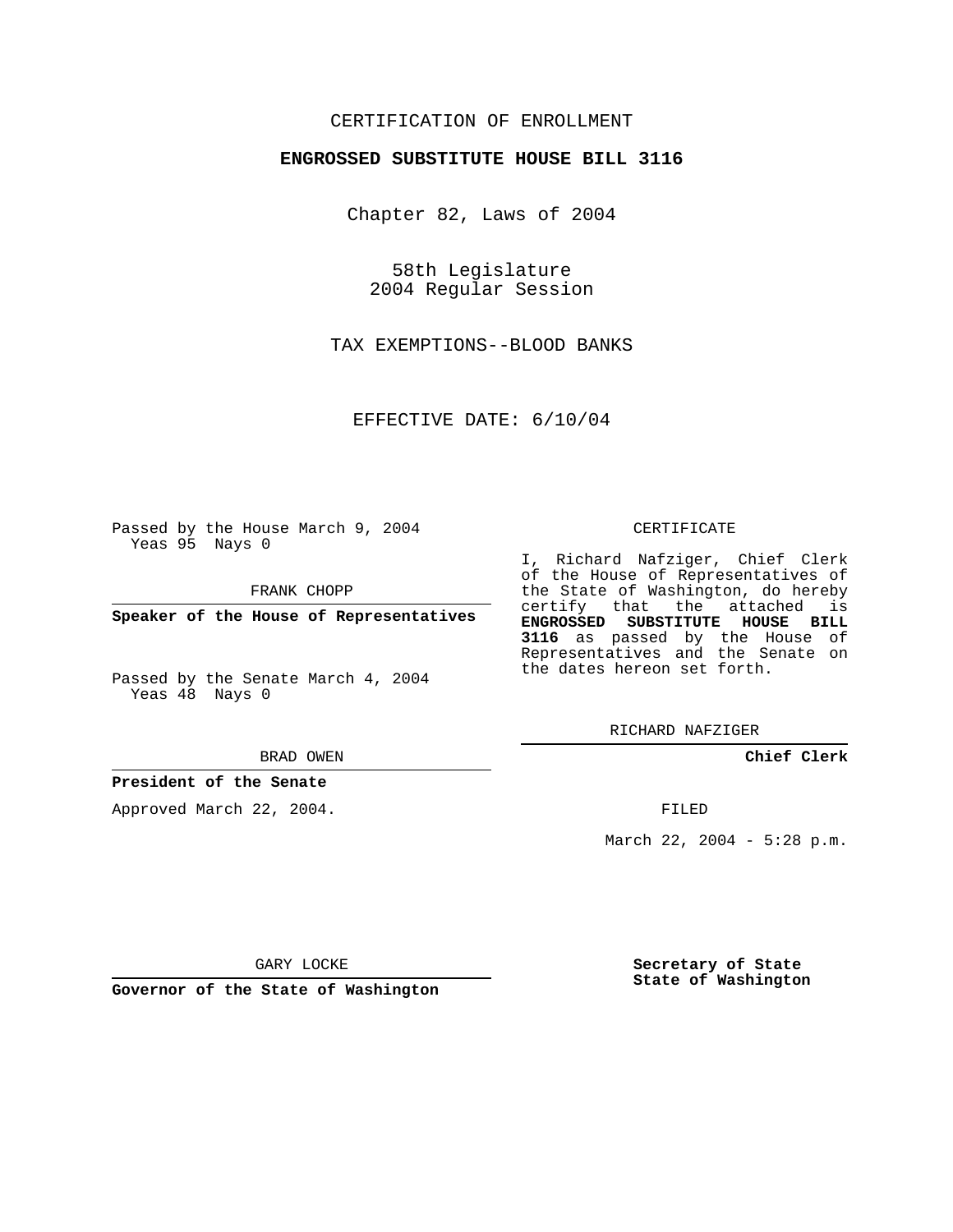CERTIFICATION OF ENROLLMENT

**ENGROSSED SUBSTITUTE HOUSE BILL 3116**

Chapter 82, Laws of 2004

58th Legislature
2004 Regular Session

TAX EXEMPTIONS--BLOOD BANKS

EFFECTIVE DATE: 6/10/04

Passed by the House March 9, 2004
Yeas 95 Nays 0

FRANK CHOPP

**Speaker of the House of Representatives**

Passed by the Senate March 4, 2004
Yeas 48 Nays 0

BRAD OWEN

**President of the Senate**

Approved March 22, 2004.

GARY LOCKE

**Governor of the State of Washington**

CERTIFICATE

I, Richard Nafziger, Chief Clerk of the House of Representatives of the State of Washington, do hereby certify that the attached is **ENGROSSED SUBSTITUTE HOUSE BILL 3116** as passed by the House of Representatives and the Senate on the dates hereon set forth.

RICHARD NAFZIGER

**Chief Clerk**

FILED

March 22, 2004 - 5:28 p.m.

**Secretary of State**
**State of Washington**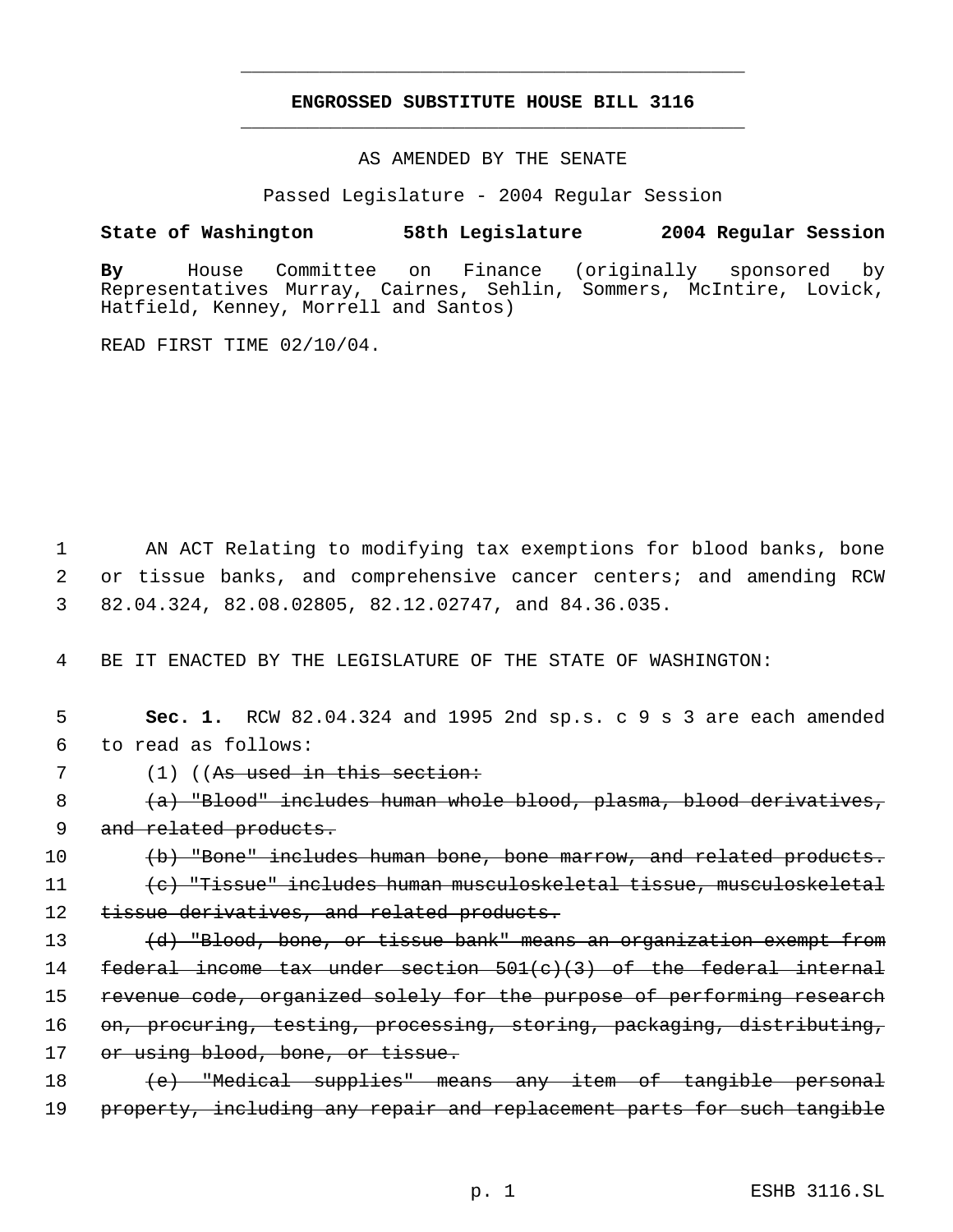# ENGROSSED SUBSTITUTE HOUSE BILL 3116

AS AMENDED BY THE SENATE

Passed Legislature - 2004 Regular Session

**State of Washington 58th Legislature 2004 Regular Session**

**By** House Committee on Finance (originally sponsored by Representatives Murray, Cairnes, Sehlin, Sommers, McIntire, Lovick, Hatfield, Kenney, Morrell and Santos)

READ FIRST TIME 02/10/04.

1 AN ACT Relating to modifying tax exemptions for blood banks, bone
2 or tissue banks, and comprehensive cancer centers; and amending RCW
3 82.04.324, 82.08.02805, 82.12.02747, and 84.36.035.

4 BE IT ENACTED BY THE LEGISLATURE OF THE STATE OF WASHINGTON:

5 **Sec. 1.** RCW 82.04.324 and 1995 2nd sp.s. c 9 s 3 are each amended
6 to read as follows:

7 (1) ((~~As used in this section:~~

8 ~~(a) "Blood" includes human whole blood, plasma, blood derivatives,~~
9 ~~and related products.~~

10 ~~(b) "Bone" includes human bone, bone marrow, and related products.~~

11 ~~(c) "Tissue" includes human musculoskeletal tissue, musculoskeletal~~
12 ~~tissue derivatives, and related products.~~

13 ~~(d) "Blood, bone, or tissue bank" means an organization exempt from~~
14 ~~federal income tax under section 501(c)(3) of the federal internal~~
15 ~~revenue code, organized solely for the purpose of performing research~~
16 ~~on, procuring, testing, processing, storing, packaging, distributing,~~
17 ~~or using blood, bone, or tissue.~~

18 ~~(e) "Medical supplies" means any item of tangible personal~~
19 ~~property, including any repair and replacement parts for such tangible~~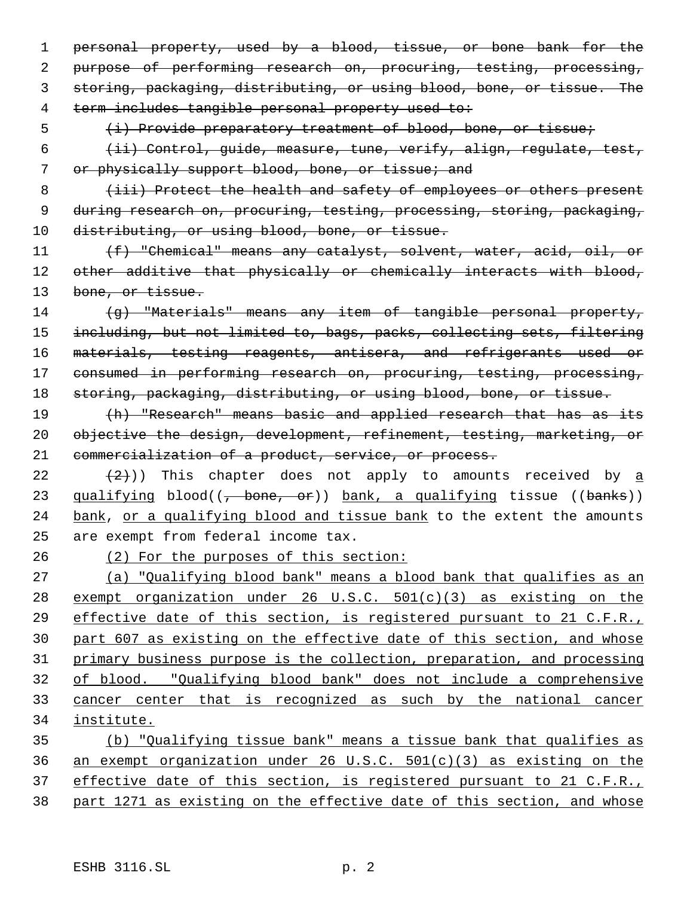~~personal property, used by a blood, tissue, or bone bank for the purpose of performing research on, procuring, testing, processing, storing, packaging, distributing, or using blood, bone, or tissue. The term includes tangible personal property used to:~~

~~(i) Provide preparatory treatment of blood, bone, or tissue;~~

~~(ii) Control, guide, measure, tune, verify, align, regulate, test, or physically support blood, bone, or tissue; and~~

~~(iii) Protect the health and safety of employees or others present during research on, procuring, testing, processing, storing, packaging, distributing, or using blood, bone, or tissue.~~

~~(f) "Chemical" means any catalyst, solvent, water, acid, oil, or other additive that physically or chemically interacts with blood, bone, or tissue.~~

~~(g) "Materials" means any item of tangible personal property, including, but not limited to, bags, packs, collecting sets, filtering materials, testing reagents, antisera, and refrigerants used or consumed in performing research on, procuring, testing, processing, storing, packaging, distributing, or using blood, bone, or tissue.~~

~~(h) "Research" means basic and applied research that has as its objective the design, development, refinement, testing, marketing, or commercialization of a product, service, or process.~~

~~(2)~~)) This chapter does not apply to amounts received by <u>a qualifying</u> blood((~~, bone, or~~)) <u>bank, a qualifying</u> tissue ((~~banks~~)) <u>bank</u>, <u>or a qualifying blood and tissue bank</u> to the extent the amounts are exempt from federal income tax.

<u>(2) For the purposes of this section:</u>

<u>(a) "Qualifying blood bank" means a blood bank that qualifies as an exempt organization under 26 U.S.C. 501(c)(3) as existing on the effective date of this section, is registered pursuant to 21 C.F.R., part 607 as existing on the effective date of this section, and whose primary business purpose is the collection, preparation, and processing of blood. "Qualifying blood bank" does not include a comprehensive cancer center that is recognized as such by the national cancer institute.</u>

<u>(b) "Qualifying tissue bank" means a tissue bank that qualifies as an exempt organization under 26 U.S.C. 501(c)(3) as existing on the effective date of this section, is registered pursuant to 21 C.F.R., part 1271 as existing on the effective date of this section, and whose</u>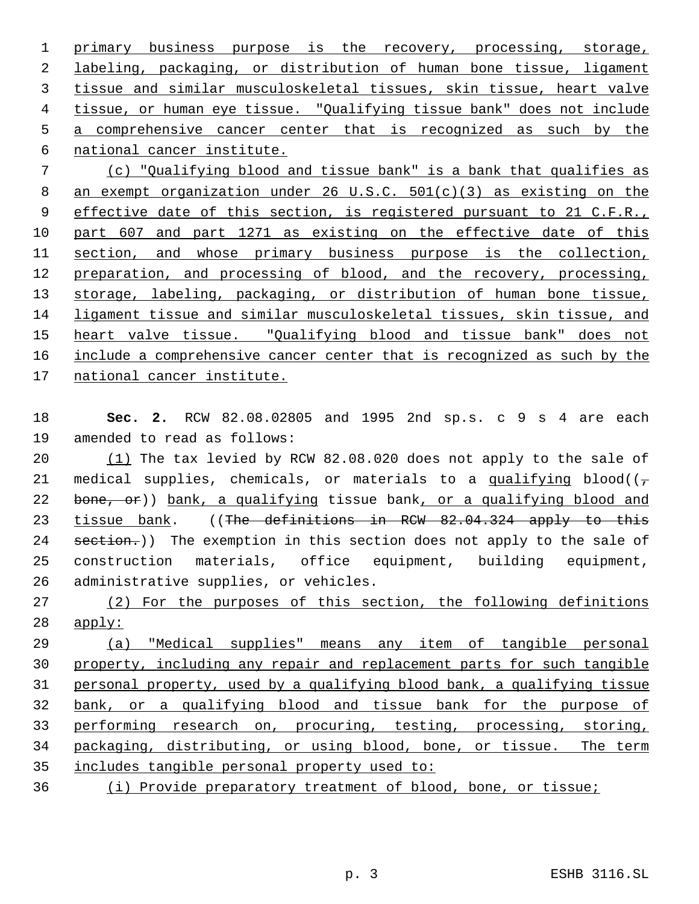primary business purpose is the recovery, processing, storage, labeling, packaging, or distribution of human bone tissue, ligament tissue and similar musculoskeletal tissues, skin tissue, heart valve tissue, or human eye tissue. "Qualifying tissue bank" does not include a comprehensive cancer center that is recognized as such by the national cancer institute.

(c) "Qualifying blood and tissue bank" is a bank that qualifies as an exempt organization under 26 U.S.C. 501(c)(3) as existing on the effective date of this section, is registered pursuant to 21 C.F.R., part 607 and part 1271 as existing on the effective date of this section, and whose primary business purpose is the collection, preparation, and processing of blood, and the recovery, processing, storage, labeling, packaging, or distribution of human bone tissue, ligament tissue and similar musculoskeletal tissues, skin tissue, and heart valve tissue. "Qualifying blood and tissue bank" does not include a comprehensive cancer center that is recognized as such by the national cancer institute.

**Sec. 2.** RCW 82.08.02805 and 1995 2nd sp.s. c 9 s 4 are each amended to read as follows:

(1) The tax levied by RCW 82.08.020 does not apply to the sale of medical supplies, chemicals, or materials to a qualifying blood((~~, bone, or~~)) bank, a qualifying tissue bank, or a qualifying blood and tissue bank. ((~~The definitions in RCW 82.04.324 apply to this section.~~)) The exemption in this section does not apply to the sale of construction materials, office equipment, building equipment, administrative supplies, or vehicles.

(2) For the purposes of this section, the following definitions apply:

(a) "Medical supplies" means any item of tangible personal property, including any repair and replacement parts for such tangible personal property, used by a qualifying blood bank, a qualifying tissue bank, or a qualifying blood and tissue bank for the purpose of performing research on, procuring, testing, processing, storing, packaging, distributing, or using blood, bone, or tissue. The term includes tangible personal property used to:

(i) Provide preparatory treatment of blood, bone, or tissue;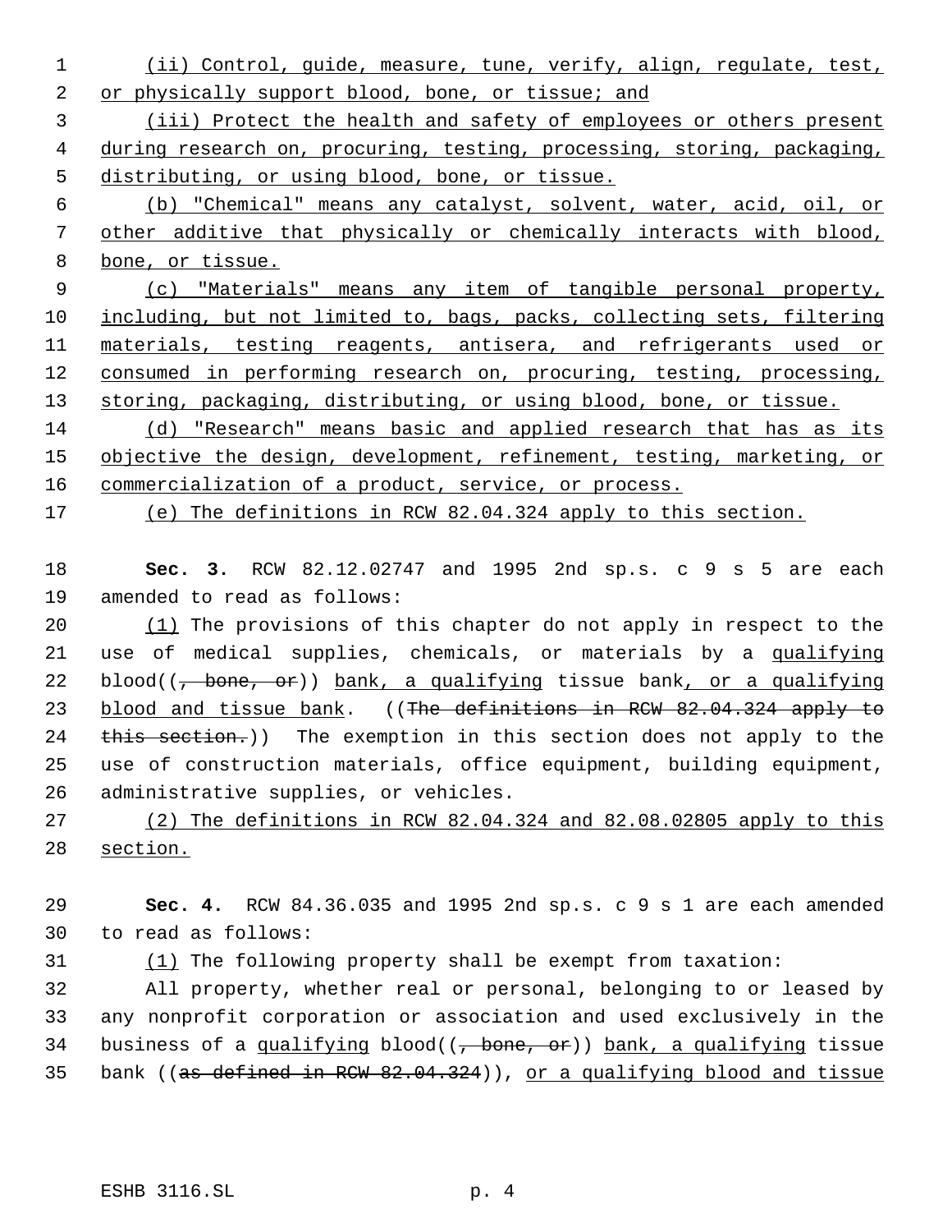(ii) Control, guide, measure, tune, verify, align, regulate, test, or physically support blood, bone, or tissue; and

(iii) Protect the health and safety of employees or others present during research on, procuring, testing, processing, storing, packaging, distributing, or using blood, bone, or tissue.

(b) "Chemical" means any catalyst, solvent, water, acid, oil, or other additive that physically or chemically interacts with blood, bone, or tissue.

(c) "Materials" means any item of tangible personal property, including, but not limited to, bags, packs, collecting sets, filtering materials, testing reagents, antisera, and refrigerants used or consumed in performing research on, procuring, testing, processing, storing, packaging, distributing, or using blood, bone, or tissue.

(d) "Research" means basic and applied research that has as its objective the design, development, refinement, testing, marketing, or commercialization of a product, service, or process.

(e) The definitions in RCW 82.04.324 apply to this section.

**Sec. 3.** RCW 82.12.02747 and 1995 2nd sp.s. c 9 s 5 are each amended to read as follows:

(1) The provisions of this chapter do not apply in respect to the use of medical supplies, chemicals, or materials by a qualifying blood((~~, bone, or~~)) bank, a qualifying tissue bank, or a qualifying blood and tissue bank. ((~~The definitions in RCW 82.04.324 apply to this section.~~)) The exemption in this section does not apply to the use of construction materials, office equipment, building equipment, administrative supplies, or vehicles.

(2) The definitions in RCW 82.04.324 and 82.08.02805 apply to this section.

**Sec. 4.** RCW 84.36.035 and 1995 2nd sp.s. c 9 s 1 are each amended to read as follows:

(1) The following property shall be exempt from taxation:

All property, whether real or personal, belonging to or leased by any nonprofit corporation or association and used exclusively in the business of a qualifying blood((~~, bone, or~~)) bank, a qualifying tissue bank ((~~as defined in RCW 82.04.324~~)), or a qualifying blood and tissue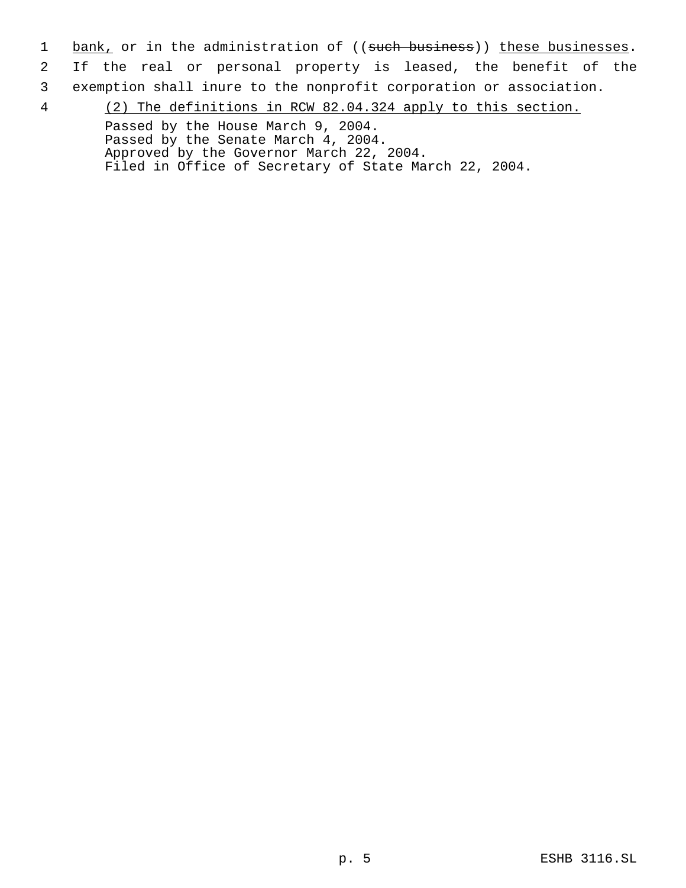bank, or in the administration of ((~~such business~~)) these businesses. If the real or personal property is leased, the benefit of the exemption shall inure to the nonprofit corporation or association.

(2) The definitions in RCW 82.04.324 apply to this section.

Passed by the House March 9, 2004.
Passed by the Senate March 4, 2004.
Approved by the Governor March 22, 2004.
Filed in Office of Secretary of State March 22, 2004.